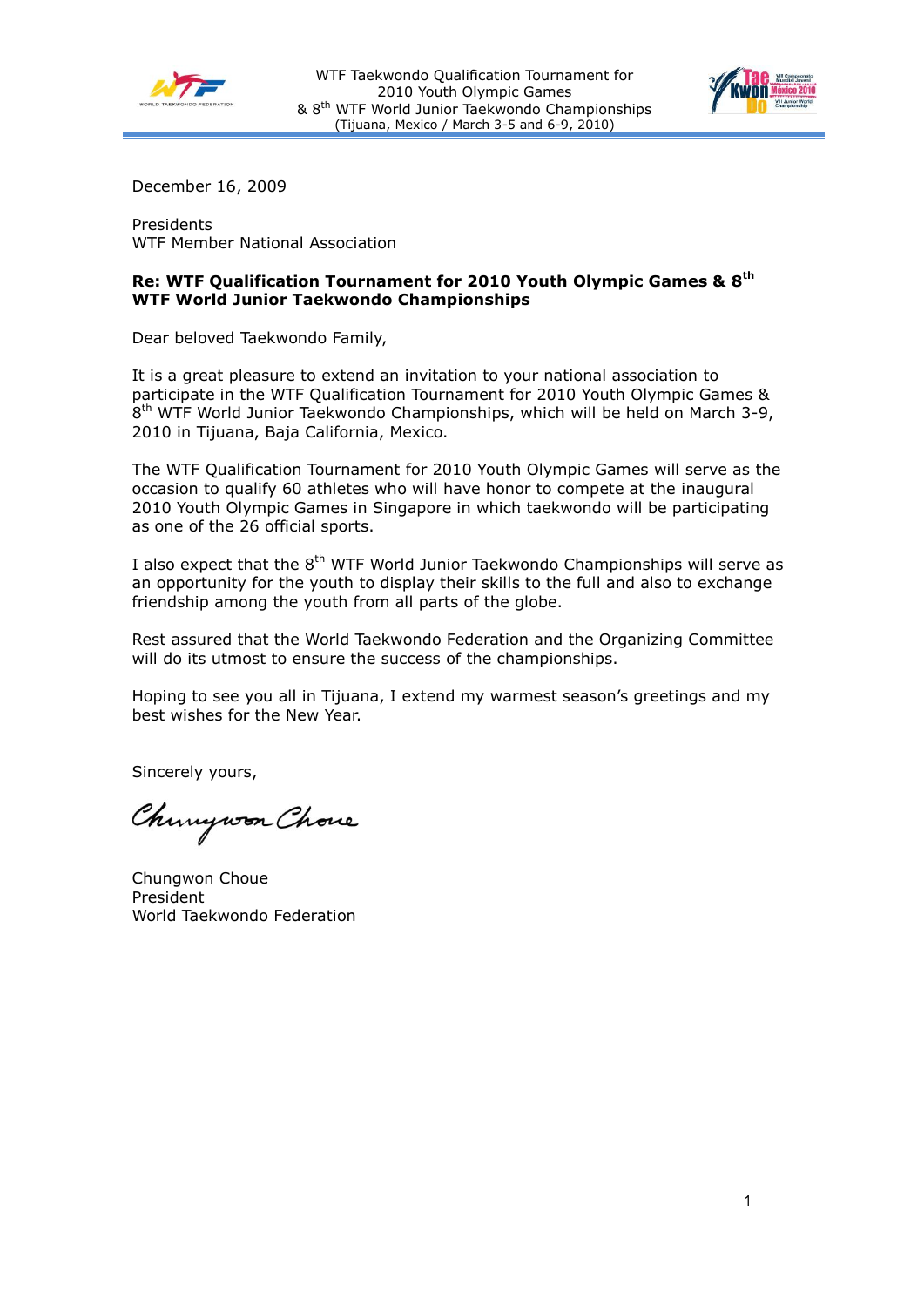December 16, 2009

Presidents
WTF Member National Association

**Re: WTF Qualification Tournament for 2010 Youth Olympic Games & 8th WTF World Junior Taekwondo Championships**

Dear beloved Taekwondo Family,

It is a great pleasure to extend an invitation to your national association to participate in the WTF Qualification Tournament for 2010 Youth Olympic Games & 8th WTF World Junior Taekwondo Championships, which will be held on March 3-9, 2010 in Tijuana, Baja California, Mexico.

The WTF Qualification Tournament for 2010 Youth Olympic Games will serve as the occasion to qualify 60 athletes who will have honor to compete at the inaugural 2010 Youth Olympic Games in Singapore in which taekwondo will be participating as one of the 26 official sports.

I also expect that the 8th WTF World Junior Taekwondo Championships will serve as an opportunity for the youth to display their skills to the full and also to exchange friendship among the youth from all parts of the globe.

Rest assured that the World Taekwondo Federation and the Organizing Committee will do its utmost to ensure the success of the championships.

Hoping to see you all in Tijuana, I extend my warmest season's greetings and my best wishes for the New Year.

Sincerely yours,

Chungwon Choue

Chungwon Choue
President
World Taekwondo Federation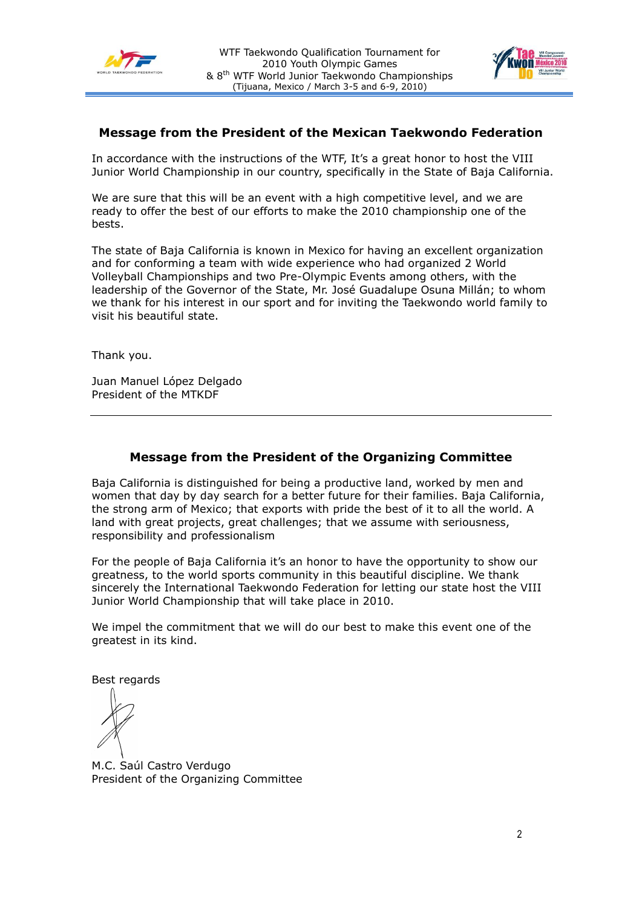## Message from the President of the Mexican Taekwondo Federation

In accordance with the instructions of the WTF, It's a great honor to host the VIII Junior World Championship in our country, specifically in the State of Baja California.

We are sure that this will be an event with a high competitive level, and we are ready to offer the best of our efforts to make the 2010 championship one of the bests.

The state of Baja California is known in Mexico for having an excellent organization and for conforming a team with wide experience who had organized 2 World Volleyball Championships and two Pre-Olympic Events among others, with the leadership of the Governor of the State, Mr. José Guadalupe Osuna Millán; to whom we thank for his interest in our sport and for inviting the Taekwondo world family to visit his beautiful state.

Thank you.

Juan Manuel López Delgado
President of the MTKDF

---

## Message from the President of the Organizing Committee

Baja California is distinguished for being a productive land, worked by men and women that day by day search for a better future for their families. Baja California, the strong arm of Mexico; that exports with pride the best of it to all the world. A land with great projects, great challenges; that we assume with seriousness, responsibility and professionalism

For the people of Baja California it's an honor to have the opportunity to show our greatness, to the world sports community in this beautiful discipline. We thank sincerely the International Taekwondo Federation for letting our state host the VIII Junior World Championship that will take place in 2010.

We impel the commitment that we will do our best to make this event one of the greatest in its kind.

Best regards

M.C. Saúl Castro Verdugo
President of the Organizing Committee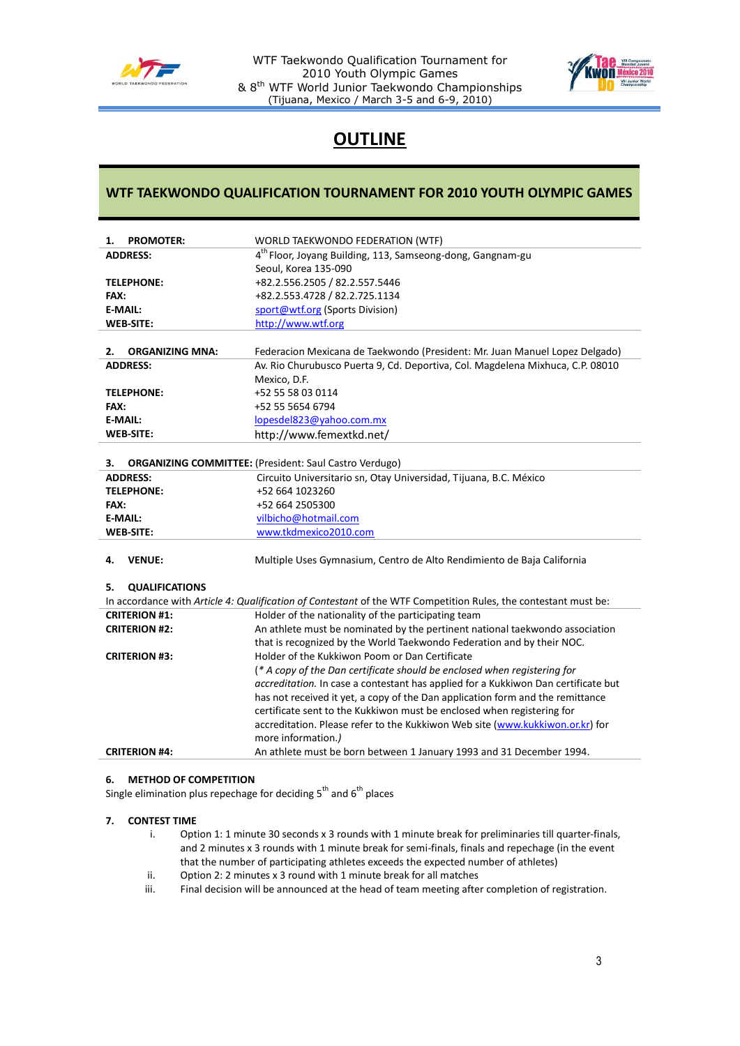# OUTLINE

## WTF TAEKWONDO QUALIFICATION TOURNAMENT FOR 2010 YOUTH OLYMPIC GAMES

| | |
|---|---|
| **1. PROMOTER:** | WORLD TAEKWONDO FEDERATION (WTF) |
| **ADDRESS:** | 4th Floor, Joyang Building, 113, Samseong-dong, Gangnam-gu Seoul, Korea 135-090 |
| **TELEPHONE:** | +82.2.556.2505 / 82.2.557.5446 |
| **FAX:** | +82.2.553.4728 / 82.2.725.1134 |
| **E-MAIL:** | sport@wtf.org (Sports Division) |
| **WEB-SITE:** | http://www.wtf.org |

| | |
|---|---|
| **2. ORGANIZING MNA:** | Federacion Mexicana de Taekwondo (President: Mr. Juan Manuel Lopez Delgado) |
| **ADDRESS:** | Av. Rio Churubusco Puerta 9, Cd. Deportiva, Col. Magdelena Mixhuca, C.P. 08010 Mexico, D.F. |
| **TELEPHONE:** | +52 55 58 03 0114 |
| **FAX:** | +52 55 5654 6794 |
| **E-MAIL:** | lopesdel823@yahoo.com.mx |
| **WEB-SITE:** | http://www.femextkd.net/ |

**3. ORGANIZING COMMITTEE:** (President: Saul Castro Verdugo)

| | |
|---|---|
| **ADDRESS:** | Circuito Universitario sn, Otay Universidad, Tijuana, B.C. México |
| **TELEPHONE:** | +52 664 1023260 |
| **FAX:** | +52 664 2505300 |
| **E-MAIL:** | vilbicho@hotmail.com |
| **WEB-SITE:** | www.tkdmexico2010.com |

**4. VENUE:** Multiple Uses Gymnasium, Centro de Alto Rendimiento de Baja California

**5. QUALIFICATIONS**

In accordance with *Article 4: Qualification of Contestant* of the WTF Competition Rules, the contestant must be:

| | |
|---|---|
| **CRITERION #1:** | Holder of the nationality of the participating team |
| **CRITERION #2:** | An athlete must be nominated by the pertinent national taekwondo association that is recognized by the World Taekwondo Federation and by their NOC. |
| **CRITERION #3:** | Holder of the Kukkiwon Poom or Dan Certificate (*\* A copy of the Dan certificate should be enclosed when registering for accreditation.* In case a contestant has applied for a Kukkiwon Dan certificate but has not received it yet, a copy of the Dan application form and the remittance certificate sent to the Kukkiwon must be enclosed when registering for accreditation. Please refer to the Kukkiwon Web site (www.kukkiwon.or.kr) for more information.) |
| **CRITERION #4:** | An athlete must be born between 1 January 1993 and 31 December 1994. |

**6. METHOD OF COMPETITION**

Single elimination plus repechage for deciding 5th and 6th places

**7. CONTEST TIME**

i. Option 1: 1 minute 30 seconds x 3 rounds with 1 minute break for preliminaries till quarter-finals, and 2 minutes x 3 rounds with 1 minute break for semi-finals, finals and repechage (in the event that the number of participating athletes exceeds the expected number of athletes)

ii. Option 2: 2 minutes x 3 round with 1 minute break for all matches

iii. Final decision will be announced at the head of team meeting after completion of registration.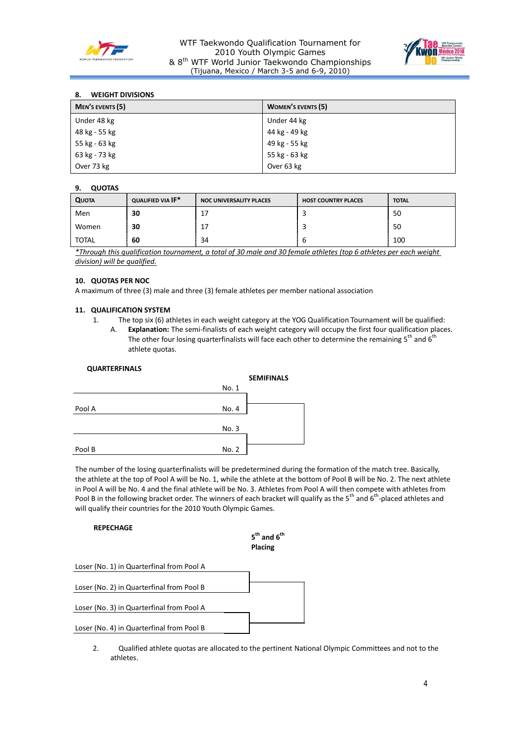### 8. WEIGHT DIVISIONS

| MEN'S EVENTS (5) | WOMEN'S EVENTS (5) |
|---|---|
| Under 48 kg | Under 44 kg |
| 48 kg - 55 kg | 44 kg - 49 kg |
| 55 kg - 63 kg | 49 kg - 55 kg |
| 63 kg - 73 kg | 55 kg - 63 kg |
| Over 73 kg | Over 63 kg |

### 9. QUOTAS

| QUOTA | QUALIFIED VIA IF* | NOC UNIVERSALITY PLACES | HOST COUNTRY PLACES | TOTAL |
|---|---|---|---|---|
| Men | **30** | 17 | 3 | 50 |
| Women | **30** | 17 | 3 | 50 |
| TOTAL | **60** | 34 | 6 | 100 |

*\*Through this qualification tournament, a total of 30 male and 30 female athletes (top 6 athletes per each weight division) will be qualified.*

### 10. QUOTAS PER NOC

A maximum of three (3) male and three (3) female athletes per member national association

### 11. QUALIFICATION SYSTEM

1. The top six (6) athletes in each weight category at the YOG Qualification Tournament will be qualified:
   A. **Explanation:** The semi-finalists of each weight category will occupy the first four qualification places. The other four losing quarterfinalists will face each other to determine the remaining 5th and 6th athlete quotas.

**QUARTERFINALS**

**SEMIFINALS**

Pool A: No. 1, No. 4

Pool B: No. 3, No. 2

The number of the losing quarterfinalists will be predetermined during the formation of the match tree. Basically, the athlete at the top of Pool A will be No. 1, while the athlete at the bottom of Pool B will be No. 2. The next athlete in Pool A will be No. 4 and the final athlete will be No. 3. Athletes from Pool A will then compete with athletes from Pool B in the following bracket order. The winners of each bracket will qualify as the 5th and 6th-placed athletes and will qualify their countries for the 2010 Youth Olympic Games.

**REPECHAGE**

**5th and 6th Placing**

Loser (No. 1) in Quarterfinal from Pool A

Loser (No. 2) in Quarterfinal from Pool B

Loser (No. 3) in Quarterfinal from Pool A

Loser (No. 4) in Quarterfinal from Pool B

2. Qualified athlete quotas are allocated to the pertinent National Olympic Committees and not to the athletes.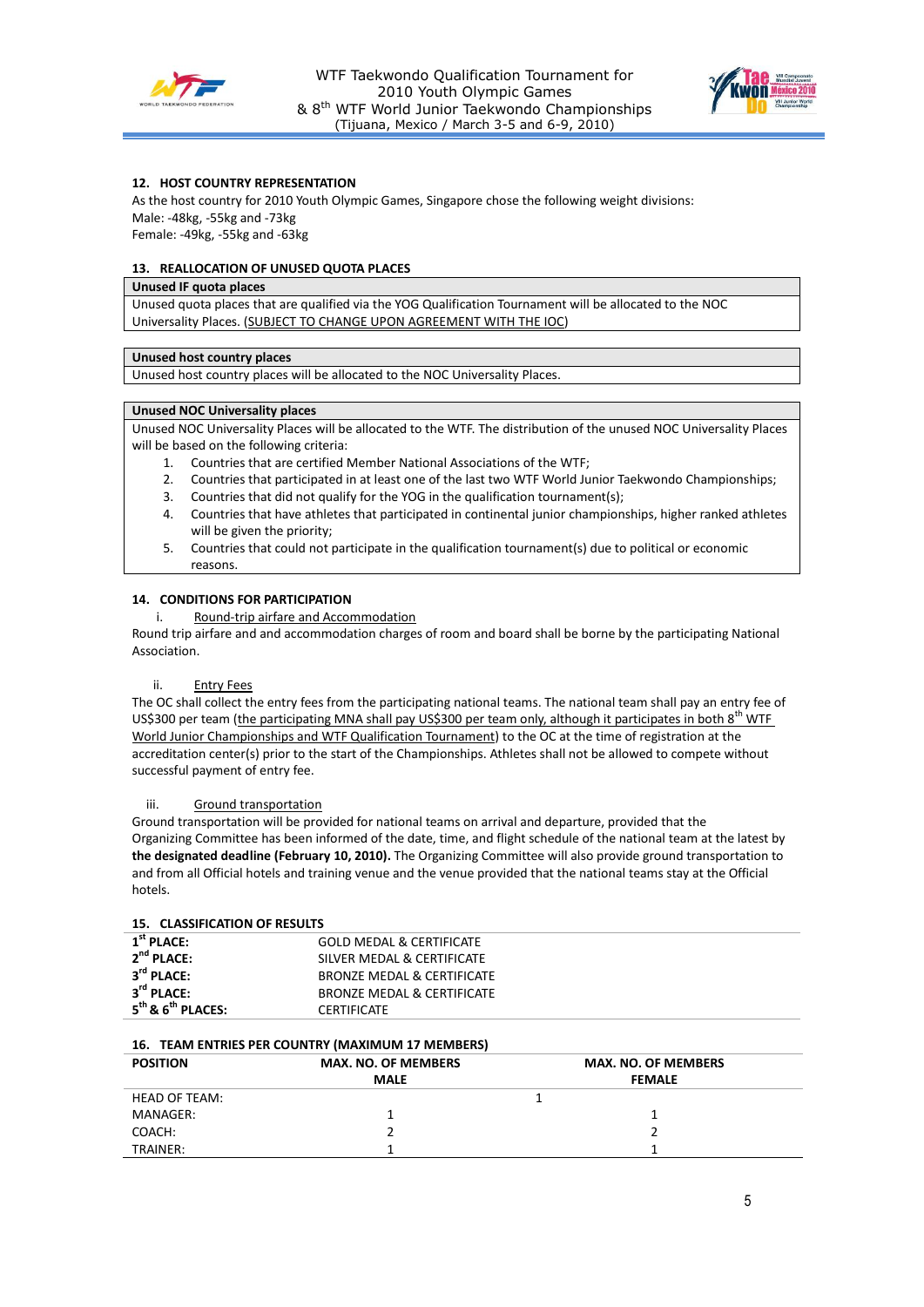### 12. HOST COUNTRY REPRESENTATION

As the host country for 2010 Youth Olympic Games, Singapore chose the following weight divisions:
Male: -48kg, -55kg and -73kg
Female: -49kg, -55kg and -63kg

### 13. REALLOCATION OF UNUSED QUOTA PLACES

**Unused IF quota places**

Unused quota places that are qualified via the YOG Qualification Tournament will be allocated to the NOC Universality Places. (SUBJECT TO CHANGE UPON AGREEMENT WITH THE IOC)

**Unused host country places**

Unused host country places will be allocated to the NOC Universality Places.

**Unused NOC Universality places**

Unused NOC Universality Places will be allocated to the WTF. The distribution of the unused NOC Universality Places will be based on the following criteria:

1. Countries that are certified Member National Associations of the WTF;
2. Countries that participated in at least one of the last two WTF World Junior Taekwondo Championships;
3. Countries that did not qualify for the YOG in the qualification tournament(s);
4. Countries that have athletes that participated in continental junior championships, higher ranked athletes will be given the priority;
5. Countries that could not participate in the qualification tournament(s) due to political or economic reasons.

### 14. CONDITIONS FOR PARTICIPATION

i. Round-trip airfare and Accommodation

Round trip airfare and and accommodation charges of room and board shall be borne by the participating National Association.

ii. Entry Fees

The OC shall collect the entry fees from the participating national teams. The national team shall pay an entry fee of US$300 per team (the participating MNA shall pay US$300 per team only, although it participates in both 8th WTF World Junior Championships and WTF Qualification Tournament) to the OC at the time of registration at the accreditation center(s) prior to the start of the Championships. Athletes shall not be allowed to compete without successful payment of entry fee.

iii. Ground transportation

Ground transportation will be provided for national teams on arrival and departure, provided that the Organizing Committee has been informed of the date, time, and flight schedule of the national team at the latest by **the designated deadline (February 10, 2010).** The Organizing Committee will also provide ground transportation to and from all Official hotels and training venue and the venue provided that the national teams stay at the Official hotels.

### 15. CLASSIFICATION OF RESULTS

| | |
|---|---|
| **1st PLACE:** | GOLD MEDAL & CERTIFICATE |
| **2nd PLACE:** | SILVER MEDAL & CERTIFICATE |
| **3rd PLACE:** | BRONZE MEDAL & CERTIFICATE |
| **3rd PLACE:** | BRONZE MEDAL & CERTIFICATE |
| **5th & 6th PLACES:** | CERTIFICATE |

### 16. TEAM ENTRIES PER COUNTRY (MAXIMUM 17 MEMBERS)

| POSITION | MAX. NO. OF MEMBERS MALE | MAX. NO. OF MEMBERS FEMALE |
|---|---|---|
| HEAD OF TEAM: | 1 | |
| MANAGER: | 1 | 1 |
| COACH: | 2 | 2 |
| TRAINER: | 1 | 1 |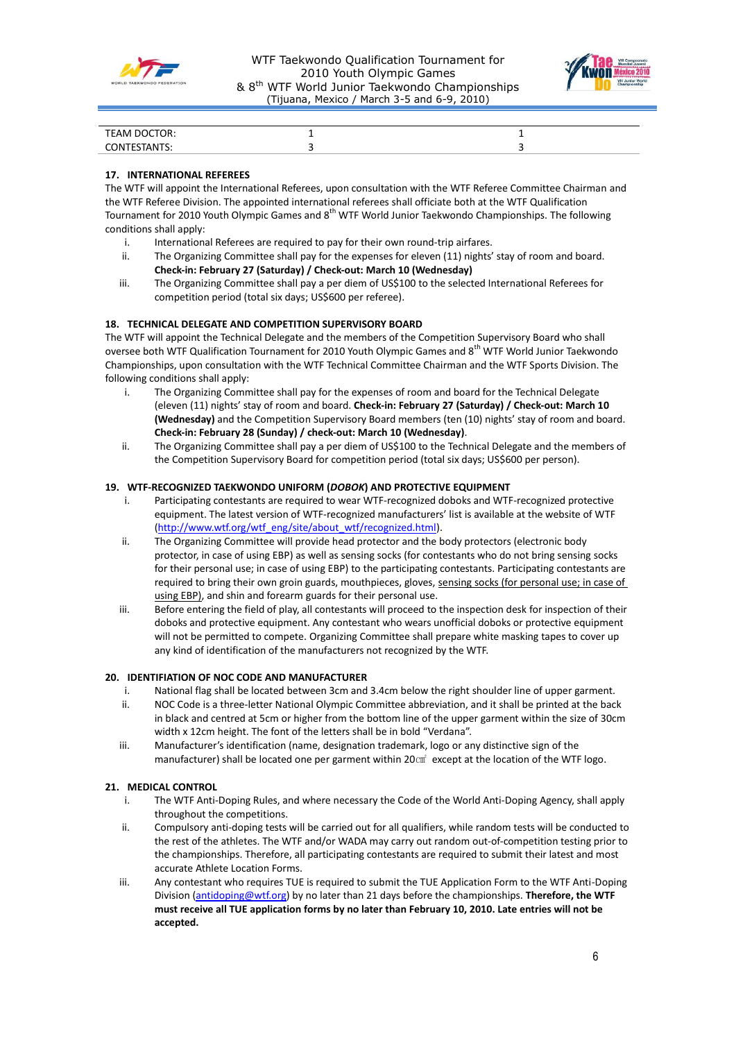| TEAM DOCTOR: | 1 | 1 |
|---|---|---|
| CONTESTANTS: | 3 | 3 |

## 17. INTERNATIONAL REFEREES

The WTF will appoint the International Referees, upon consultation with the WTF Referee Committee Chairman and the WTF Referee Division. The appointed international referees shall officiate both at the WTF Qualification Tournament for 2010 Youth Olympic Games and 8th WTF World Junior Taekwondo Championships. The following conditions shall apply:

i. International Referees are required to pay for their own round-trip airfares.

ii. The Organizing Committee shall pay for the expenses for eleven (11) nights' stay of room and board. **Check-in: February 27 (Saturday) / Check-out: March 10 (Wednesday)**

iii. The Organizing Committee shall pay a per diem of US$100 to the selected International Referees for competition period (total six days; US$600 per referee).

## 18. TECHNICAL DELEGATE AND COMPETITION SUPERVISORY BOARD

The WTF will appoint the Technical Delegate and the members of the Competition Supervisory Board who shall oversee both WTF Qualification Tournament for 2010 Youth Olympic Games and 8th WTF World Junior Taekwondo Championships, upon consultation with the WTF Technical Committee Chairman and the WTF Sports Division. The following conditions shall apply:

i. The Organizing Committee shall pay for the expenses of room and board for the Technical Delegate (eleven (11) nights' stay of room and board. **Check-in: February 27 (Saturday) / Check-out: March 10 (Wednesday)** and the Competition Supervisory Board members (ten (10) nights' stay of room and board. **Check-in: February 28 (Sunday) / check-out: March 10 (Wednesday)**.

ii. The Organizing Committee shall pay a per diem of US$100 to the Technical Delegate and the members of the Competition Supervisory Board for competition period (total six days; US$600 per person).

## 19. WTF-RECOGNIZED TAEKWONDO UNIFORM (*DOBOK*) AND PROTECTIVE EQUIPMENT

i. Participating contestants are required to wear WTF-recognized doboks and WTF-recognized protective equipment. The latest version of WTF-recognized manufacturers' list is available at the website of WTF (http://www.wtf.org/wtf_eng/site/about_wtf/recognized.html).

ii. The Organizing Committee will provide head protector and the body protectors (electronic body protector, in case of using EBP) as well as sensing socks (for contestants who do not bring sensing socks for their personal use; in case of using EBP) to the participating contestants. Participating contestants are required to bring their own groin guards, mouthpieces, gloves, sensing socks (for personal use; in case of using EBP), and shin and forearm guards for their personal use.

iii. Before entering the field of play, all contestants will proceed to the inspection desk for inspection of their doboks and protective equipment. Any contestant who wears unofficial doboks or protective equipment will not be permitted to compete. Organizing Committee shall prepare white masking tapes to cover up any kind of identification of the manufacturers not recognized by the WTF.

## 20. IDENTIFIATION OF NOC CODE AND MANUFACTURER

i. National flag shall be located between 3cm and 3.4cm below the right shoulder line of upper garment.

ii. NOC Code is a three-letter National Olympic Committee abbreviation, and it shall be printed at the back in black and centred at 5cm or higher from the bottom line of the upper garment within the size of 30cm width x 12cm height. The font of the letters shall be in bold "Verdana".

iii. Manufacturer's identification (name, designation trademark, logo or any distinctive sign of the manufacturer) shall be located one per garment within 20㎠ except at the location of the WTF logo.

## 21. MEDICAL CONTROL

i. The WTF Anti-Doping Rules, and where necessary the Code of the World Anti-Doping Agency, shall apply throughout the competitions.

ii. Compulsory anti-doping tests will be carried out for all qualifiers, while random tests will be conducted to the rest of the athletes. The WTF and/or WADA may carry out random out-of-competition testing prior to the championships. Therefore, all participating contestants are required to submit their latest and most accurate Athlete Location Forms.

iii. Any contestant who requires TUE is required to submit the TUE Application Form to the WTF Anti-Doping Division (antidoping@wtf.org) by no later than 21 days before the championships. **Therefore, the WTF must receive all TUE application forms by no later than February 10, 2010. Late entries will not be accepted.**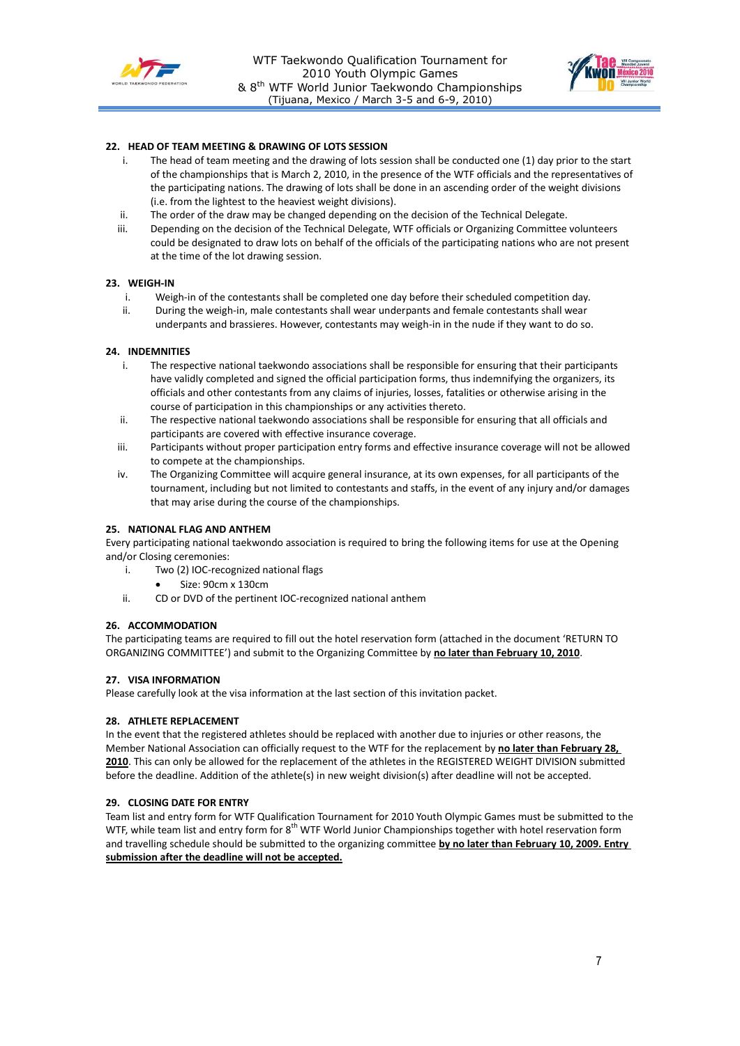## 22. HEAD OF TEAM MEETING & DRAWING OF LOTS SESSION

i. The head of team meeting and the drawing of lots session shall be conducted one (1) day prior to the start of the championships that is March 2, 2010, in the presence of the WTF officials and the representatives of the participating nations. The drawing of lots shall be done in an ascending order of the weight divisions (i.e. from the lightest to the heaviest weight divisions).

ii. The order of the draw may be changed depending on the decision of the Technical Delegate.

iii. Depending on the decision of the Technical Delegate, WTF officials or Organizing Committee volunteers could be designated to draw lots on behalf of the officials of the participating nations who are not present at the time of the lot drawing session.

## 23. WEIGH-IN

i. Weigh-in of the contestants shall be completed one day before their scheduled competition day.

ii. During the weigh-in, male contestants shall wear underpants and female contestants shall wear underpants and brassieres. However, contestants may weigh-in in the nude if they want to do so.

## 24. INDEMNITIES

i. The respective national taekwondo associations shall be responsible for ensuring that their participants have validly completed and signed the official participation forms, thus indemnifying the organizers, its officials and other contestants from any claims of injuries, losses, fatalities or otherwise arising in the course of participation in this championships or any activities thereto.

ii. The respective national taekwondo associations shall be responsible for ensuring that all officials and participants are covered with effective insurance coverage.

iii. Participants without proper participation entry forms and effective insurance coverage will not be allowed to compete at the championships.

iv. The Organizing Committee will acquire general insurance, at its own expenses, for all participants of the tournament, including but not limited to contestants and staffs, in the event of any injury and/or damages that may arise during the course of the championships.

## 25. NATIONAL FLAG AND ANTHEM

Every participating national taekwondo association is required to bring the following items for use at the Opening and/or Closing ceremonies:

i. Two (2) IOC-recognized national flags
   - Size: 90cm x 130cm

ii. CD or DVD of the pertinent IOC-recognized national anthem

## 26. ACCOMMODATION

The participating teams are required to fill out the hotel reservation form (attached in the document 'RETURN TO ORGANIZING COMMITTEE') and submit to the Organizing Committee by **no later than February 10, 2010**.

## 27. VISA INFORMATION

Please carefully look at the visa information at the last section of this invitation packet.

## 28. ATHLETE REPLACEMENT

In the event that the registered athletes should be replaced with another due to injuries or other reasons, the Member National Association can officially request to the WTF for the replacement by **no later than February 28, 2010**. This can only be allowed for the replacement of the athletes in the REGISTERED WEIGHT DIVISION submitted before the deadline. Addition of the athlete(s) in new weight division(s) after deadline will not be accepted.

## 29. CLOSING DATE FOR ENTRY

Team list and entry form for WTF Qualification Tournament for 2010 Youth Olympic Games must be submitted to the WTF, while team list and entry form for 8th WTF World Junior Championships together with hotel reservation form and travelling schedule should be submitted to the organizing committee **by no later than February 10, 2009. Entry submission after the deadline will not be accepted.**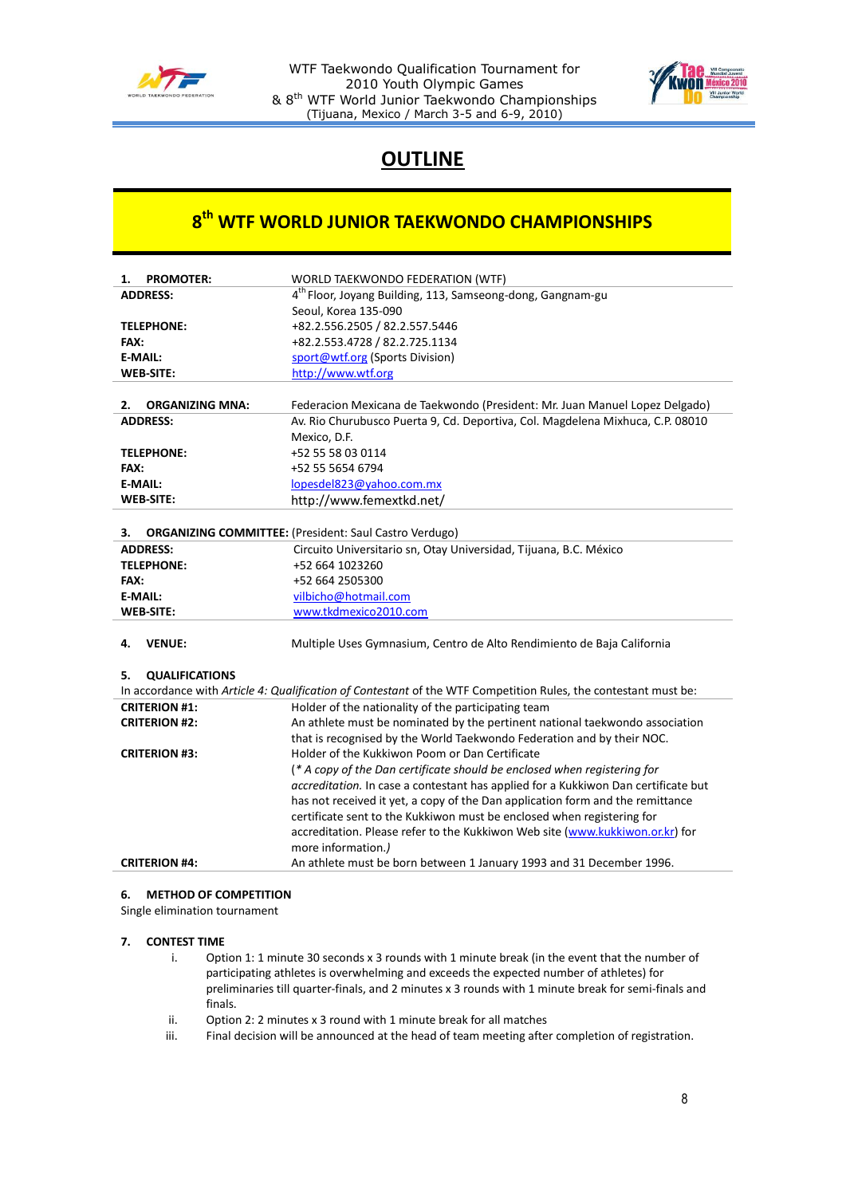# OUTLINE

## 8th WTF WORLD JUNIOR TAEKWONDO CHAMPIONSHIPS

| | |
|---|---|
| **1. PROMOTER:** | WORLD TAEKWONDO FEDERATION (WTF) |
| **ADDRESS:** | 4th Floor, Joyang Building, 113, Samseong-dong, Gangnam-gu<br>Seoul, Korea 135-090 |
| **TELEPHONE:** | +82.2.556.2505 / 82.2.557.5446 |
| **FAX:** | +82.2.553.4728 / 82.2.725.1134 |
| **E-MAIL:** | sport@wtf.org (Sports Division) |
| **WEB-SITE:** | http://www.wtf.org |

| | |
|---|---|
| **2. ORGANIZING MNA:** | Federacion Mexicana de Taekwondo (President: Mr. Juan Manuel Lopez Delgado) |
| **ADDRESS:** | Av. Rio Churubusco Puerta 9, Cd. Deportiva, Col. Magdelena Mixhuca, C.P. 08010<br>Mexico, D.F. |
| **TELEPHONE:** | +52 55 58 03 0114 |
| **FAX:** | +52 55 5654 6794 |
| **E-MAIL:** | lopesdel823@yahoo.com.mx |
| **WEB-SITE:** | http://www.femextkd.net/ |

**3. ORGANIZING COMMITTEE:** (President: Saul Castro Verdugo)

| | |
|---|---|
| **ADDRESS:** | Circuito Universitario sn, Otay Universidad, Tijuana, B.C. México |
| **TELEPHONE:** | +52 664 1023260 |
| **FAX:** | +52 664 2505300 |
| **E-MAIL:** | vilbicho@hotmail.com |
| **WEB-SITE:** | www.tkdmexico2010.com |

**4. VENUE:** Multiple Uses Gymnasium, Centro de Alto Rendimiento de Baja California

**5. QUALIFICATIONS**

In accordance with *Article 4: Qualification of Contestant* of the WTF Competition Rules, the contestant must be:

| | |
|---|---|
| **CRITERION #1:** | Holder of the nationality of the participating team |
| **CRITERION #2:** | An athlete must be nominated by the pertinent national taekwondo association that is recognised by the World Taekwondo Federation and by their NOC. |
| **CRITERION #3:** | Holder of the Kukkiwon Poom or Dan Certificate<br>(*\* A copy of the Dan certificate should be enclosed when registering for accreditation.* In case a contestant has applied for a Kukkiwon Dan certificate but has not received it yet, a copy of the Dan application form and the remittance certificate sent to the Kukkiwon must be enclosed when registering for accreditation. Please refer to the Kukkiwon Web site (www.kukkiwon.or.kr) for more information.*)* |
| **CRITERION #4:** | An athlete must be born between 1 January 1993 and 31 December 1996. |

**6. METHOD OF COMPETITION**

Single elimination tournament

**7. CONTEST TIME**

i. Option 1: 1 minute 30 seconds x 3 rounds with 1 minute break (in the event that the number of participating athletes is overwhelming and exceeds the expected number of athletes) for preliminaries till quarter-finals, and 2 minutes x 3 rounds with 1 minute break for semi-finals and finals.

ii. Option 2: 2 minutes x 3 round with 1 minute break for all matches

iii. Final decision will be announced at the head of team meeting after completion of registration.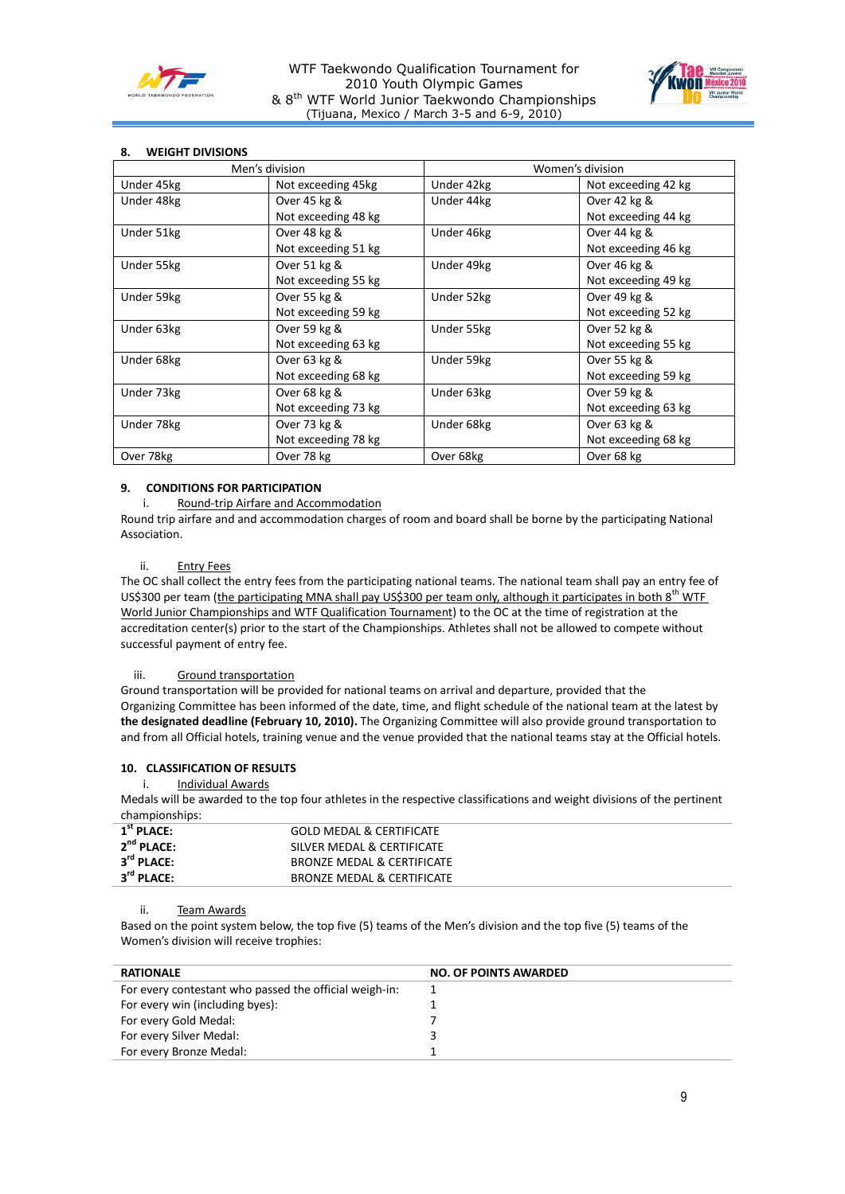## 8. WEIGHT DIVISIONS

| Men's division | | Women's division | |
|---|---|---|---|
| Under 45kg | Not exceeding 45kg | Under 42kg | Not exceeding 42 kg |
| Under 48kg | Over 45 kg & Not exceeding 48 kg | Under 44kg | Over 42 kg & Not exceeding 44 kg |
| Under 51kg | Over 48 kg & Not exceeding 51 kg | Under 46kg | Over 44 kg & Not exceeding 46 kg |
| Under 55kg | Over 51 kg & Not exceeding 55 kg | Under 49kg | Over 46 kg & Not exceeding 49 kg |
| Under 59kg | Over 55 kg & Not exceeding 59 kg | Under 52kg | Over 49 kg & Not exceeding 52 kg |
| Under 63kg | Over 59 kg & Not exceeding 63 kg | Under 55kg | Over 52 kg & Not exceeding 55 kg |
| Under 68kg | Over 63 kg & Not exceeding 68 kg | Under 59kg | Over 55 kg & Not exceeding 59 kg |
| Under 73kg | Over 68 kg & Not exceeding 73 kg | Under 63kg | Over 59 kg & Not exceeding 63 kg |
| Under 78kg | Over 73 kg & Not exceeding 78 kg | Under 68kg | Over 63 kg & Not exceeding 68 kg |
| Over 78kg | Over 78 kg | Over 68kg | Over 68 kg |

## 9. CONDITIONS FOR PARTICIPATION

i. Round-trip Airfare and Accommodation

Round trip airfare and and accommodation charges of room and board shall be borne by the participating National Association.

ii. Entry Fees

The OC shall collect the entry fees from the participating national teams. The national team shall pay an entry fee of US$300 per team (the participating MNA shall pay US$300 per team only, although it participates in both 8th WTF World Junior Championships and WTF Qualification Tournament) to the OC at the time of registration at the accreditation center(s) prior to the start of the Championships. Athletes shall not be allowed to compete without successful payment of entry fee.

iii. Ground transportation

Ground transportation will be provided for national teams on arrival and departure, provided that the Organizing Committee has been informed of the date, time, and flight schedule of the national team at the latest by **the designated deadline (February 10, 2010).** The Organizing Committee will also provide ground transportation to and from all Official hotels, training venue and the venue provided that the national teams stay at the Official hotels.

## 10. CLASSIFICATION OF RESULTS

i. Individual Awards

Medals will be awarded to the top four athletes in the respective classifications and weight divisions of the pertinent championships:

| | |
|---|---|
| **1st PLACE:** | GOLD MEDAL & CERTIFICATE |
| **2nd PLACE:** | SILVER MEDAL & CERTIFICATE |
| **3rd PLACE:** | BRONZE MEDAL & CERTIFICATE |
| **3rd PLACE:** | BRONZE MEDAL & CERTIFICATE |

ii. Team Awards

Based on the point system below, the top five (5) teams of the Men's division and the top five (5) teams of the Women's division will receive trophies:

| RATIONALE | NO. OF POINTS AWARDED |
|---|---|
| For every contestant who passed the official weigh-in: | 1 |
| For every win (including byes): | 1 |
| For every Gold Medal: | 7 |
| For every Silver Medal: | 3 |
| For every Bronze Medal: | 1 |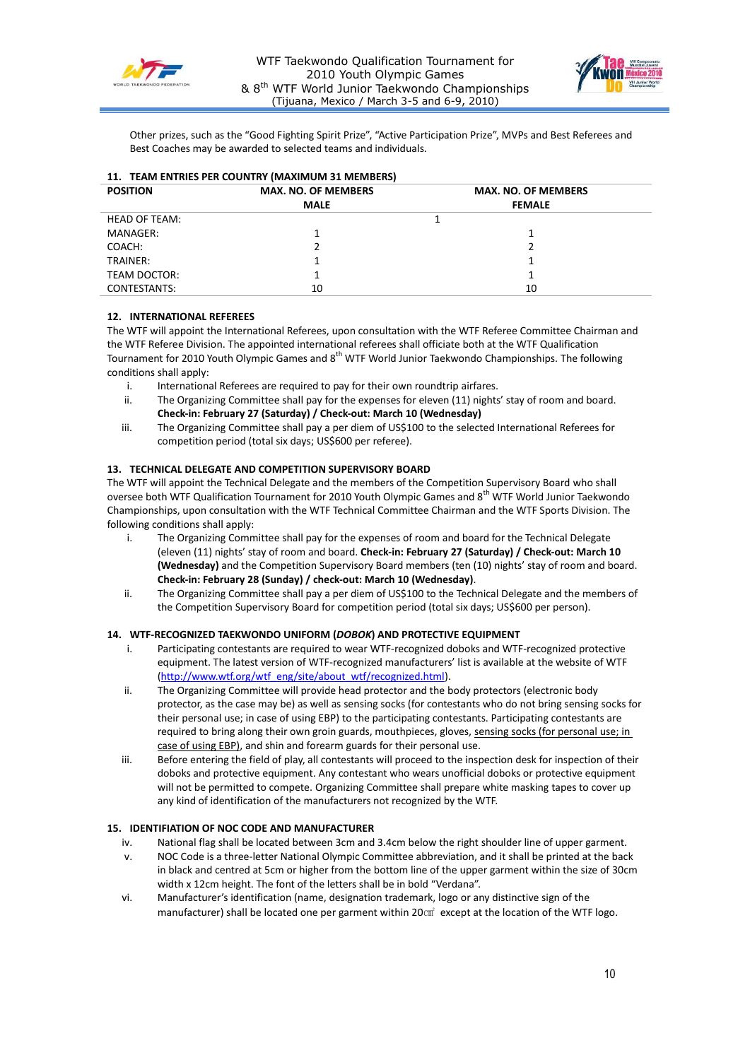Other prizes, such as the "Good Fighting Spirit Prize", "Active Participation Prize", MVPs and Best Referees and Best Coaches may be awarded to selected teams and individuals.

### 11. TEAM ENTRIES PER COUNTRY (MAXIMUM 31 MEMBERS)

| POSITION | MAX. NO. OF MEMBERS MALE | MAX. NO. OF MEMBERS FEMALE |
|---|---|---|
| HEAD OF TEAM: | 1 | |
| MANAGER: | 1 | 1 |
| COACH: | 2 | 2 |
| TRAINER: | 1 | 1 |
| TEAM DOCTOR: | 1 | 1 |
| CONTESTANTS: | 10 | 10 |

### 12. INTERNATIONAL REFEREES

The WTF will appoint the International Referees, upon consultation with the WTF Referee Committee Chairman and the WTF Referee Division. The appointed international referees shall officiate both at the WTF Qualification Tournament for 2010 Youth Olympic Games and 8th WTF World Junior Taekwondo Championships. The following conditions shall apply:

i. International Referees are required to pay for their own roundtrip airfares.

ii. The Organizing Committee shall pay for the expenses for eleven (11) nights' stay of room and board. **Check-in: February 27 (Saturday) / Check-out: March 10 (Wednesday)**

iii. The Organizing Committee shall pay a per diem of US$100 to the selected International Referees for competition period (total six days; US$600 per referee).

### 13. TECHNICAL DELEGATE AND COMPETITION SUPERVISORY BOARD

The WTF will appoint the Technical Delegate and the members of the Competition Supervisory Board who shall oversee both WTF Qualification Tournament for 2010 Youth Olympic Games and 8th WTF World Junior Taekwondo Championships, upon consultation with the WTF Technical Committee Chairman and the WTF Sports Division. The following conditions shall apply:

i. The Organizing Committee shall pay for the expenses of room and board for the Technical Delegate (eleven (11) nights' stay of room and board. **Check-in: February 27 (Saturday) / Check-out: March 10 (Wednesday)** and the Competition Supervisory Board members (ten (10) nights' stay of room and board. **Check-in: February 28 (Sunday) / check-out: March 10 (Wednesday)**.

ii. The Organizing Committee shall pay a per diem of US$100 to the Technical Delegate and the members of the Competition Supervisory Board for competition period (total six days; US$600 per person).

### 14. WTF-RECOGNIZED TAEKWONDO UNIFORM (*DOBOK*) AND PROTECTIVE EQUIPMENT

i. Participating contestants are required to wear WTF-recognized doboks and WTF-recognized protective equipment. The latest version of WTF-recognized manufacturers' list is available at the website of WTF (http://www.wtf.org/wtf_eng/site/about_wtf/recognized.html).

ii. The Organizing Committee will provide head protector and the body protectors (electronic body protector, as the case may be) as well as sensing socks (for contestants who do not bring sensing socks for their personal use; in case of using EBP) to the participating contestants. Participating contestants are required to bring along their own groin guards, mouthpieces, gloves, sensing socks (for personal use; in case of using EBP), and shin and forearm guards for their personal use.

iii. Before entering the field of play, all contestants will proceed to the inspection desk for inspection of their doboks and protective equipment. Any contestant who wears unofficial doboks or protective equipment will not be permitted to compete. Organizing Committee shall prepare white masking tapes to cover up any kind of identification of the manufacturers not recognized by the WTF.

### 15. IDENTIFIATION OF NOC CODE AND MANUFACTURER

iv. National flag shall be located between 3cm and 3.4cm below the right shoulder line of upper garment.

v. NOC Code is a three-letter National Olympic Committee abbreviation, and it shall be printed at the back in black and centred at 5cm or higher from the bottom line of the upper garment within the size of 30cm width x 12cm height. The font of the letters shall be in bold "Verdana".

vi. Manufacturer's identification (name, designation trademark, logo or any distinctive sign of the manufacturer) shall be located one per garment within 20㎠ except at the location of the WTF logo.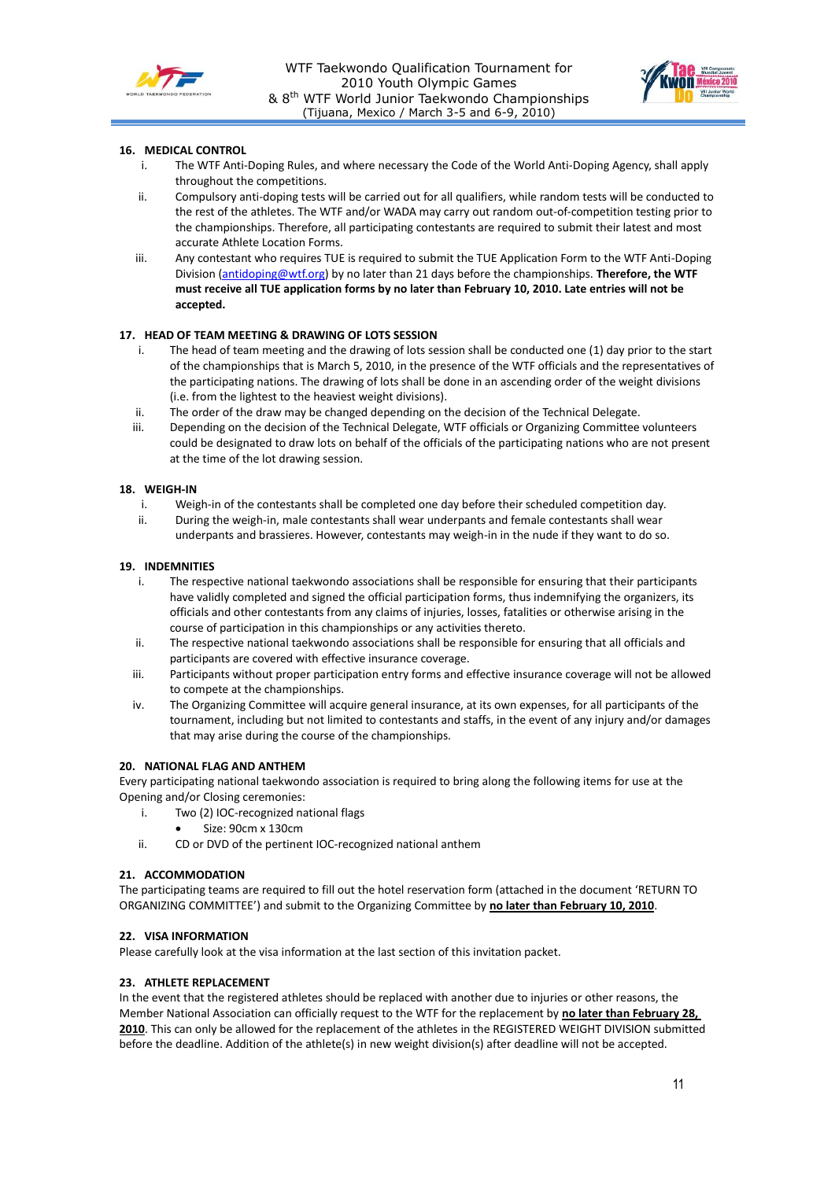## 16. MEDICAL CONTROL

i. The WTF Anti-Doping Rules, and where necessary the Code of the World Anti-Doping Agency, shall apply throughout the competitions.

ii. Compulsory anti-doping tests will be carried out for all qualifiers, while random tests will be conducted to the rest of the athletes. The WTF and/or WADA may carry out random out-of-competition testing prior to the championships. Therefore, all participating contestants are required to submit their latest and most accurate Athlete Location Forms.

iii. Any contestant who requires TUE is required to submit the TUE Application Form to the WTF Anti-Doping Division (antidoping@wtf.org) by no later than 21 days before the championships. **Therefore, the WTF must receive all TUE application forms by no later than February 10, 2010. Late entries will not be accepted.**

## 17. HEAD OF TEAM MEETING & DRAWING OF LOTS SESSION

i. The head of team meeting and the drawing of lots session shall be conducted one (1) day prior to the start of the championships that is March 5, 2010, in the presence of the WTF officials and the representatives of the participating nations. The drawing of lots shall be done in an ascending order of the weight divisions (i.e. from the lightest to the heaviest weight divisions).

ii. The order of the draw may be changed depending on the decision of the Technical Delegate.

iii. Depending on the decision of the Technical Delegate, WTF officials or Organizing Committee volunteers could be designated to draw lots on behalf of the officials of the participating nations who are not present at the time of the lot drawing session.

## 18. WEIGH-IN

i. Weigh-in of the contestants shall be completed one day before their scheduled competition day.

ii. During the weigh-in, male contestants shall wear underpants and female contestants shall wear underpants and brassieres. However, contestants may weigh-in in the nude if they want to do so.

## 19. INDEMNITIES

i. The respective national taekwondo associations shall be responsible for ensuring that their participants have validly completed and signed the official participation forms, thus indemnifying the organizers, its officials and other contestants from any claims of injuries, losses, fatalities or otherwise arising in the course of participation in this championships or any activities thereto.

ii. The respective national taekwondo associations shall be responsible for ensuring that all officials and participants are covered with effective insurance coverage.

iii. Participants without proper participation entry forms and effective insurance coverage will not be allowed to compete at the championships.

iv. The Organizing Committee will acquire general insurance, at its own expenses, for all participants of the tournament, including but not limited to contestants and staffs, in the event of any injury and/or damages that may arise during the course of the championships.

## 20. NATIONAL FLAG AND ANTHEM

Every participating national taekwondo association is required to bring along the following items for use at the Opening and/or Closing ceremonies:

i. Two (2) IOC-recognized national flags
   - Size: 90cm x 130cm

ii. CD or DVD of the pertinent IOC-recognized national anthem

## 21. ACCOMMODATION

The participating teams are required to fill out the hotel reservation form (attached in the document 'RETURN TO ORGANIZING COMMITTEE') and submit to the Organizing Committee by **no later than February 10, 2010**.

## 22. VISA INFORMATION

Please carefully look at the visa information at the last section of this invitation packet.

## 23. ATHLETE REPLACEMENT

In the event that the registered athletes should be replaced with another due to injuries or other reasons, the Member National Association can officially request to the WTF for the replacement by **no later than February 28, 2010**. This can only be allowed for the replacement of the athletes in the REGISTERED WEIGHT DIVISION submitted before the deadline. Addition of the athlete(s) in new weight division(s) after deadline will not be accepted.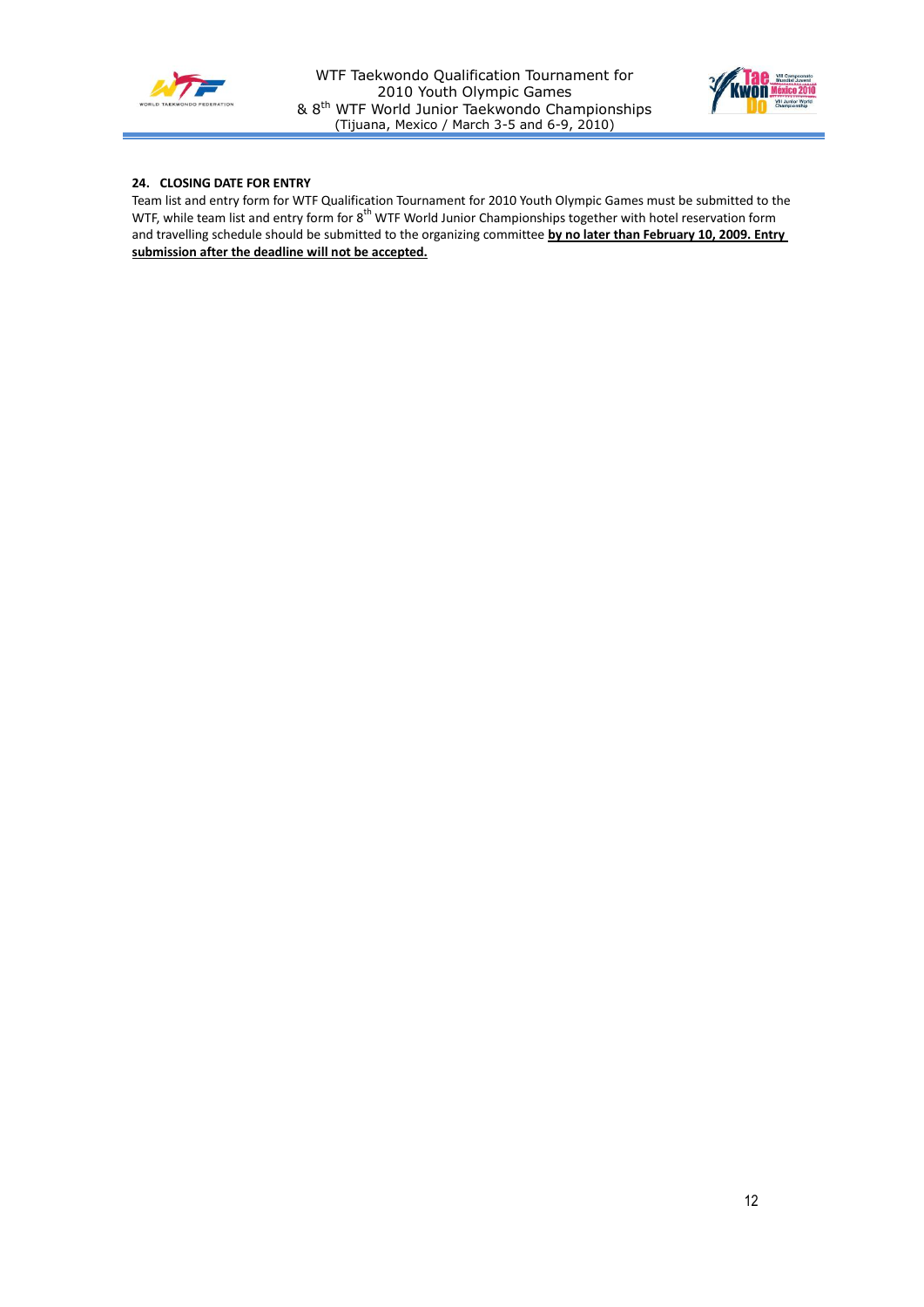**24. CLOSING DATE FOR ENTRY**

Team list and entry form for WTF Qualification Tournament for 2010 Youth Olympic Games must be submitted to the WTF, while team list and entry form for 8th WTF World Junior Championships together with hotel reservation form and travelling schedule should be submitted to the organizing committee **by no later than February 10, 2009. Entry submission after the deadline will not be accepted.**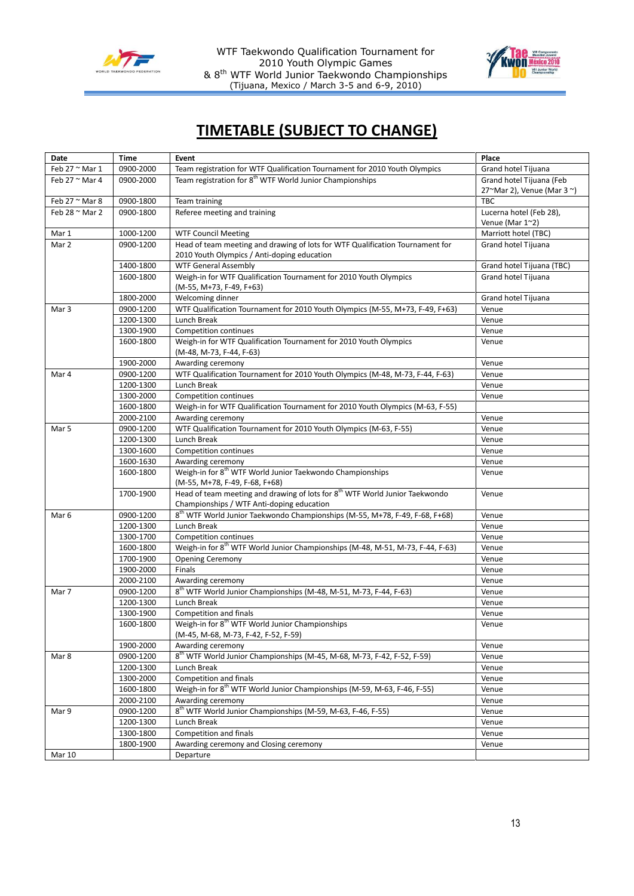# TIMETABLE (SUBJECT TO CHANGE)

| Date | Time | Event | Place |
|---|---|---|---|
| Feb 27 ~ Mar 1 | 0900-2000 | Team registration for WTF Qualification Tournament for 2010 Youth Olympics | Grand hotel Tijuana |
| Feb 27 ~ Mar 4 | 0900-2000 | Team registration for 8th WTF World Junior Championships | Grand hotel Tijuana (Feb 27~Mar 2), Venue (Mar 3 ~) |
| Feb 27 ~ Mar 8 | 0900-1800 | Team training | TBC |
| Feb 28 ~ Mar 2 | 0900-1800 | Referee meeting and training | Lucerna hotel (Feb 28), Venue (Mar 1~2) |
| Mar 1 | 1000-1200 | WTF Council Meeting | Marriott hotel (TBC) |
| Mar 2 | 0900-1200 | Head of team meeting and drawing of lots for WTF Qualification Tournament for 2010 Youth Olympics / Anti-doping education | Grand hotel Tijuana |
| | 1400-1800 | WTF General Assembly | Grand hotel Tijuana (TBC) |
| | 1600-1800 | Weigh-in for WTF Qualification Tournament for 2010 Youth Olympics (M-55, M+73, F-49, F+63) | Grand hotel Tijuana |
| | 1800-2000 | Welcoming dinner | Grand hotel Tijuana |
| Mar 3 | 0900-1200 | WTF Qualification Tournament for 2010 Youth Olympics (M-55, M+73, F-49, F+63) | Venue |
| | 1200-1300 | Lunch Break | Venue |
| | 1300-1900 | Competition continues | Venue |
| | 1600-1800 | Weigh-in for WTF Qualification Tournament for 2010 Youth Olympics (M-48, M-73, F-44, F-63) | Venue |
| | 1900-2000 | Awarding ceremony | Venue |
| Mar 4 | 0900-1200 | WTF Qualification Tournament for 2010 Youth Olympics (M-48, M-73, F-44, F-63) | Venue |
| | 1200-1300 | Lunch Break | Venue |
| | 1300-2000 | Competition continues | Venue |
| | 1600-1800 | Weigh-in for WTF Qualification Tournament for 2010 Youth Olympics (M-63, F-55) | |
| | 2000-2100 | Awarding ceremony | Venue |
| Mar 5 | 0900-1200 | WTF Qualification Tournament for 2010 Youth Olympics (M-63, F-55) | Venue |
| | 1200-1300 | Lunch Break | Venue |
| | 1300-1600 | Competition continues | Venue |
| | 1600-1630 | Awarding ceremony | Venue |
| | 1600-1800 | Weigh-in for 8th WTF World Junior Taekwondo Championships (M-55, M+78, F-49, F-68, F+68) | Venue |
| | 1700-1900 | Head of team meeting and drawing of lots for 8th WTF World Junior Taekwondo Championships / WTF Anti-doping education | Venue |
| Mar 6 | 0900-1200 | 8th WTF World Junior Taekwondo Championships (M-55, M+78, F-49, F-68, F+68) | Venue |
| | 1200-1300 | Lunch Break | Venue |
| | 1300-1700 | Competition continues | Venue |
| | 1600-1800 | Weigh-in for 8th WTF World Junior Championships (M-48, M-51, M-73, F-44, F-63) | Venue |
| | 1700-1900 | Opening Ceremony | Venue |
| | 1900-2000 | Finals | Venue |
| | 2000-2100 | Awarding ceremony | Venue |
| Mar 7 | 0900-1200 | 8th WTF World Junior Championships (M-48, M-51, M-73, F-44, F-63) | Venue |
| | 1200-1300 | Lunch Break | Venue |
| | 1300-1900 | Competition and finals | Venue |
| | 1600-1800 | Weigh-in for 8th WTF World Junior Championships (M-45, M-68, M-73, F-42, F-52, F-59) | Venue |
| | 1900-2000 | Awarding ceremony | Venue |
| Mar 8 | 0900-1200 | 8th WTF World Junior Championships (M-45, M-68, M-73, F-42, F-52, F-59) | Venue |
| | 1200-1300 | Lunch Break | Venue |
| | 1300-2000 | Competition and finals | Venue |
| | 1600-1800 | Weigh-in for 8th WTF World Junior Championships (M-59, M-63, F-46, F-55) | Venue |
| | 2000-2100 | Awarding ceremony | Venue |
| Mar 9 | 0900-1200 | 8th WTF World Junior Championships (M-59, M-63, F-46, F-55) | Venue |
| | 1200-1300 | Lunch Break | Venue |
| | 1300-1800 | Competition and finals | Venue |
| | 1800-1900 | Awarding ceremony and Closing ceremony | Venue |
| Mar 10 | | Departure | |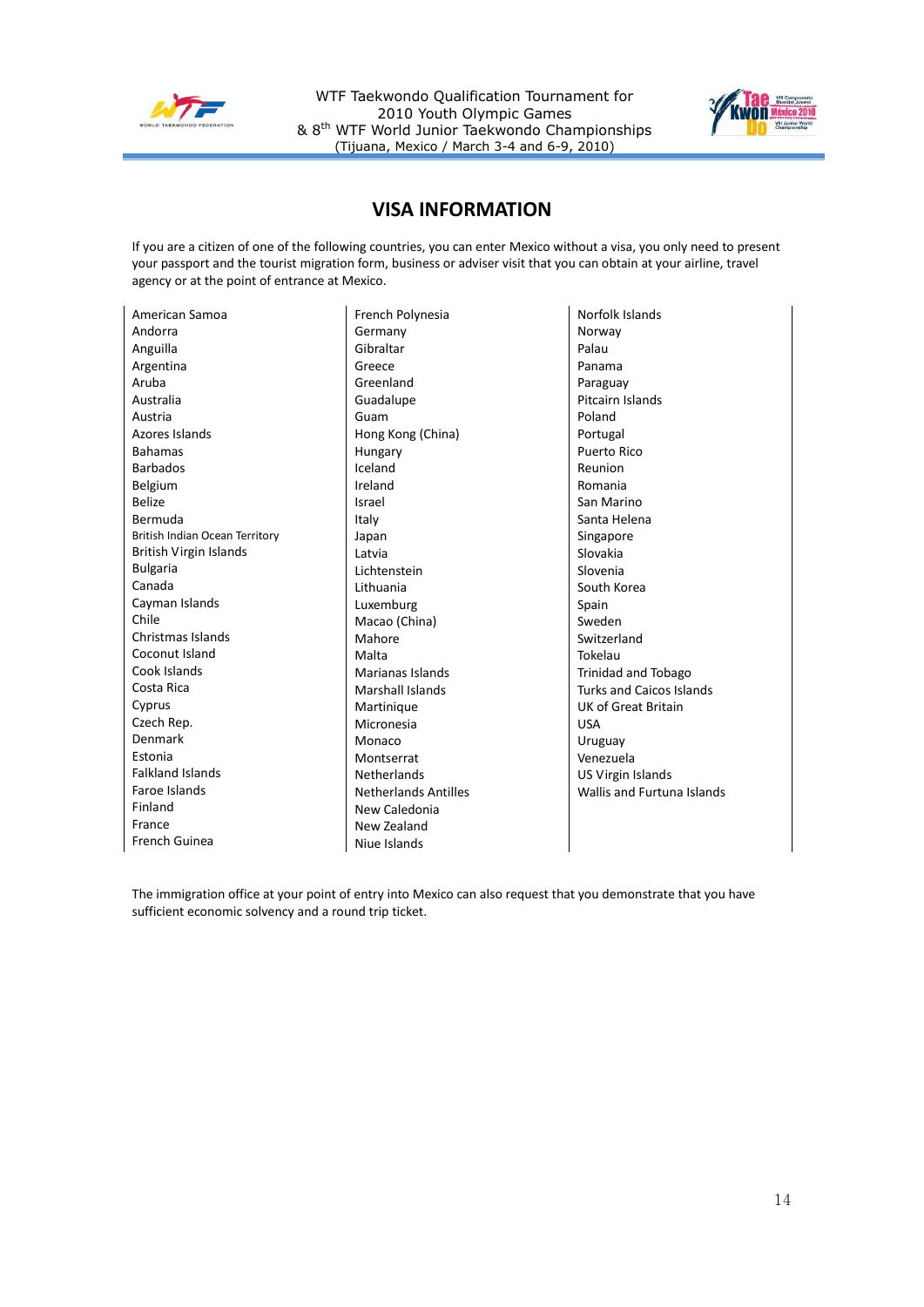## VISA INFORMATION

If you are a citizen of one of the following countries, you can enter Mexico without a visa, you only need to present your passport and the tourist migration form, business or adviser visit that you can obtain at your airline, travel agency or at the point of entrance at Mexico.

| | | |
|---|---|---|
| American Samoa | French Polynesia | Norfolk Islands |
| Andorra | Germany | Norway |
| Anguilla | Gibraltar | Palau |
| Argentina | Greece | Panama |
| Aruba | Greenland | Paraguay |
| Australia | Guadalupe | Pitcairn Islands |
| Austria | Guam | Poland |
| Azores Islands | Hong Kong (China) | Portugal |
| Bahamas | Hungary | Puerto Rico |
| Barbados | Iceland | Reunion |
| Belgium | Ireland | Romania |
| Belize | Israel | San Marino |
| Bermuda | Italy | Santa Helena |
| British Indian Ocean Territory | Japan | Singapore |
| British Virgin Islands | Latvia | Slovakia |
| Bulgaria | Lichtenstein | Slovenia |
| Canada | Lithuania | South Korea |
| Cayman Islands | Luxemburg | Spain |
| Chile | Macao (China) | Sweden |
| Christmas Islands | Mahore | Switzerland |
| Coconut Island | Malta | Tokelau |
| Cook Islands | Marianas Islands | Trinidad and Tobago |
| Costa Rica | Marshall Islands | Turks and Caicos Islands |
| Cyprus | Martinique | UK of Great Britain |
| Czech Rep. | Micronesia | USA |
| Denmark | Monaco | Uruguay |
| Estonia | Montserrat | Venezuela |
| Falkland Islands | Netherlands | US Virgin Islands |
| Faroe Islands | Netherlands Antilles | Wallis and Furtuna Islands |
| Finland | New Caledonia | |
| France | New Zealand | |
| French Guinea | Niue Islands | |

The immigration office at your point of entry into Mexico can also request that you demonstrate that you have sufficient economic solvency and a round trip ticket.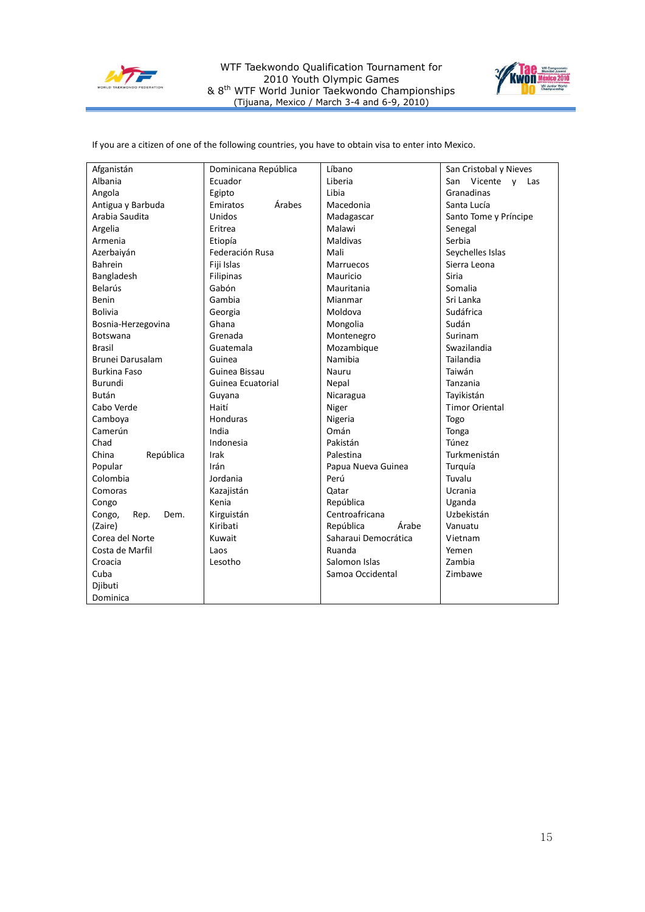If you are a citizen of one of the following countries, you have to obtain visa to enter into Mexico.

| | | | |
|---|---|---|---|
| Afganistán | Dominicana República | Líbano | San Cristobal y Nieves |
| Albania | Ecuador | Liberia | San Vicente y Las Granadinas |
| Angola | Egipto | Libia | Santa Lucía |
| Antigua y Barbuda | Emiratos Árabes Unidos | Macedonia | Santo Tome y Príncipe |
| Arabia Saudita | Eritrea | Madagascar | Senegal |
| Argelia | Etiopía | Malawi | Serbia |
| Armenia | Federación Rusa | Maldivas | Seychelles Islas |
| Azerbaiyán | Fiji Islas | Mali | Sierra Leona |
| Bahrein | Filipinas | Marruecos | Siria |
| Bangladesh | Gabón | Mauricio | Somalia |
| Belarús | Gambia | Mauritania | Sri Lanka |
| Benin | Georgia | Mianmar | Sudáfrica |
| Bolivia | Ghana | Moldova | Sudán |
| Bosnia-Herzegovina | Grenada | Mongolia | Surinam |
| Botswana | Guatemala | Montenegro | Swazilandia |
| Brasil | Guinea | Mozambique | Tailandia |
| Brunei Darusalam | Guinea Bissau | Namibia | Taiwán |
| Burkina Faso | Guinea Ecuatorial | Nauru | Tanzania |
| Burundi | Guyana | Nepal | Tayikistán |
| Bután | Haití | Nicaragua | Timor Oriental |
| Cabo Verde | Honduras | Niger | Togo |
| Camboya | India | Nigeria | Tonga |
| Camerún | Indonesia | Omán | Túnez |
| Chad | Irak | Pakistán | Turkmenistán |
| China República Popular | Irán | Palestina | Turquía |
| Colombia | Jordania | Papua Nueva Guinea | Tuvalu |
| Comoras | Kazajistán | Perú | Ucrania |
| Congo | Kenia | Qatar | Uganda |
| Congo, Rep. Dem. (Zaire) | Kirguistán | República Centroafricana | Uzbekistán |
| Corea del Norte | Kiribati | República Árabe Saharaui Democrática | Vanuatu |
| Costa de Marfil | Kuwait | Ruanda | Vietnam |
| Croacia | Laos | Salomon Islas | Yemen |
| Cuba | Lesotho | Samoa Occidental | Zambia |
| Djibuti | | | Zimbawe |
| Dominica | | | |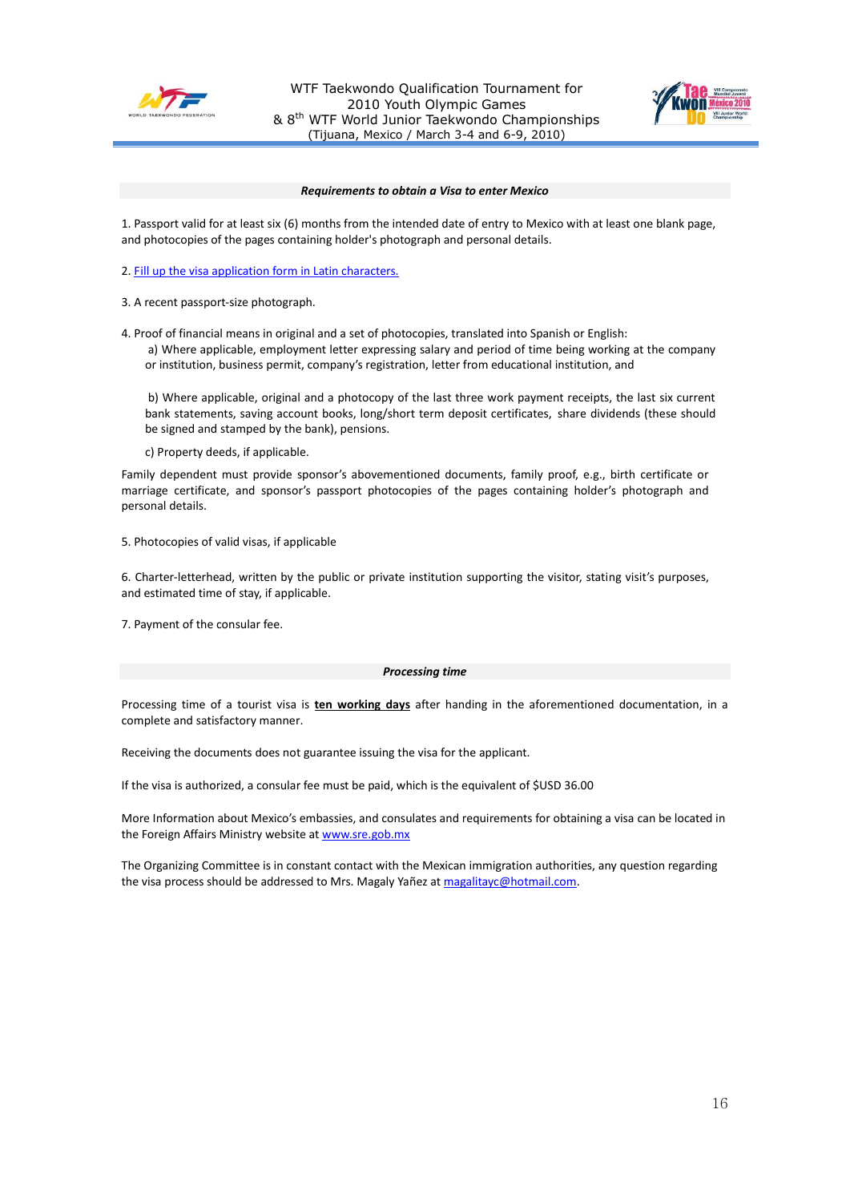### ***Requirements to obtain a Visa to enter Mexico***

1. Passport valid for at least six (6) months from the intended date of entry to Mexico with at least one blank page, and photocopies of the pages containing holder's photograph and personal details.

2. Fill up the visa application form in Latin characters.

3. A recent passport-size photograph.

4. Proof of financial means in original and a set of photocopies, translated into Spanish or English:
   a) Where applicable, employment letter expressing salary and period of time being working at the company or institution, business permit, company's registration, letter from educational institution, and

   b) Where applicable, original and a photocopy of the last three work payment receipts, the last six current bank statements, saving account books, long/short term deposit certificates, share dividends (these should be signed and stamped by the bank), pensions.

   c) Property deeds, if applicable.

Family dependent must provide sponsor's abovementioned documents, family proof, e.g., birth certificate or marriage certificate, and sponsor's passport photocopies of the pages containing holder's photograph and personal details.

5. Photocopies of valid visas, if applicable

6. Charter-letterhead, written by the public or private institution supporting the visitor, stating visit's purposes, and estimated time of stay, if applicable.

7. Payment of the consular fee.

### ***Processing time***

Processing time of a tourist visa is **ten working days** after handing in the aforementioned documentation, in a complete and satisfactory manner.

Receiving the documents does not guarantee issuing the visa for the applicant.

If the visa is authorized, a consular fee must be paid, which is the equivalent of $USD 36.00

More Information about Mexico's embassies, and consulates and requirements for obtaining a visa can be located in the Foreign Affairs Ministry website at www.sre.gob.mx

The Organizing Committee is in constant contact with the Mexican immigration authorities, any question regarding the visa process should be addressed to Mrs. Magaly Yañez at magalitayc@hotmail.com.